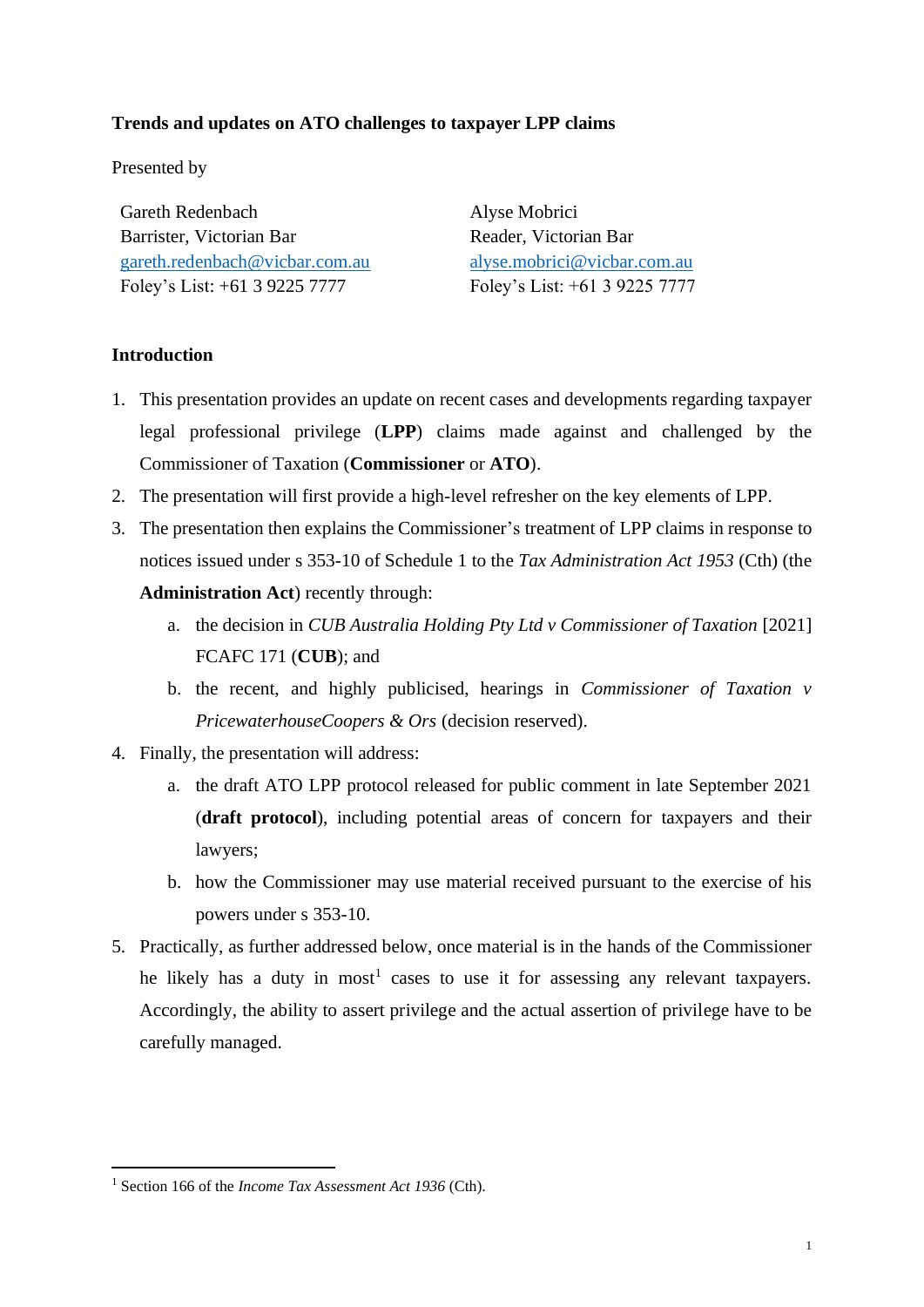**Trends and updates on ATO challenges to taxpayer LPP claims**

Presented by

Gareth Redenbach
Barrister, Victorian Bar
gareth.redenbach@vicbar.com.au
Foley's List: +61 3 9225 7777

Alyse Mobrici
Reader, Victorian Bar
alyse.mobrici@vicbar.com.au
Foley's List: +61 3 9225 7777

**Introduction**

1. This presentation provides an update on recent cases and developments regarding taxpayer legal professional privilege (**LPP**) claims made against and challenged by the Commissioner of Taxation (**Commissioner** or **ATO**).
2. The presentation will first provide a high-level refresher on the key elements of LPP.
3. The presentation then explains the Commissioner's treatment of LPP claims in response to notices issued under s 353-10 of Schedule 1 to the *Tax Administration Act 1953* (Cth) (the **Administration Act**) recently through:
   a. the decision in *CUB Australia Holding Pty Ltd v Commissioner of Taxation* [2021] FCAFC 171 (**CUB**); and
   b. the recent, and highly publicised, hearings in *Commissioner of Taxation v PricewaterhouseCoopers & Ors* (decision reserved).
4. Finally, the presentation will address:
   a. the draft ATO LPP protocol released for public comment in late September 2021 (**draft protocol**), including potential areas of concern for taxpayers and their lawyers;
   b. how the Commissioner may use material received pursuant to the exercise of his powers under s 353-10.
5. Practically, as further addressed below, once material is in the hands of the Commissioner he likely has a duty in most[1] cases to use it for assessing any relevant taxpayers. Accordingly, the ability to assert privilege and the actual assertion of privilege have to be carefully managed.

[1] Section 166 of the *Income Tax Assessment Act 1936* (Cth).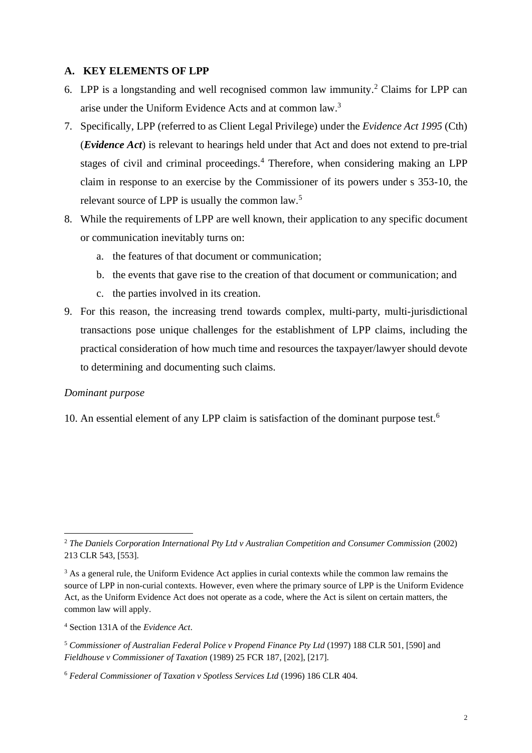## A. KEY ELEMENTS OF LPP

6. LPP is a longstanding and well recognised common law immunity.[2] Claims for LPP can arise under the Uniform Evidence Acts and at common law.[3]

7. Specifically, LPP (referred to as Client Legal Privilege) under the *Evidence Act 1995* (Cth) (***Evidence Act***) is relevant to hearings held under that Act and does not extend to pre-trial stages of civil and criminal proceedings.[4] Therefore, when considering making an LPP claim in response to an exercise by the Commissioner of its powers under s 353-10, the relevant source of LPP is usually the common law.[5]

8. While the requirements of LPP are well known, their application to any specific document or communication inevitably turns on:

   a. the features of that document or communication;

   b. the events that gave rise to the creation of that document or communication; and

   c. the parties involved in its creation.

9. For this reason, the increasing trend towards complex, multi-party, multi-jurisdictional transactions pose unique challenges for the establishment of LPP claims, including the practical consideration of how much time and resources the taxpayer/lawyer should devote to determining and documenting such claims.

*Dominant purpose*

10. An essential element of any LPP claim is satisfaction of the dominant purpose test.[6]

---

[2] *The Daniels Corporation International Pty Ltd v Australian Competition and Consumer Commission* (2002) 213 CLR 543, [553].

[3] As a general rule, the Uniform Evidence Act applies in curial contexts while the common law remains the source of LPP in non-curial contexts. However, even where the primary source of LPP is the Uniform Evidence Act, as the Uniform Evidence Act does not operate as a code, where the Act is silent on certain matters, the common law will apply.

[4] Section 131A of the *Evidence Act*.

[5] *Commissioner of Australian Federal Police v Propend Finance Pty Ltd* (1997) 188 CLR 501, [590] and *Fieldhouse v Commissioner of Taxation* (1989) 25 FCR 187, [202], [217].

[6] *Federal Commissioner of Taxation v Spotless Services Ltd* (1996) 186 CLR 404.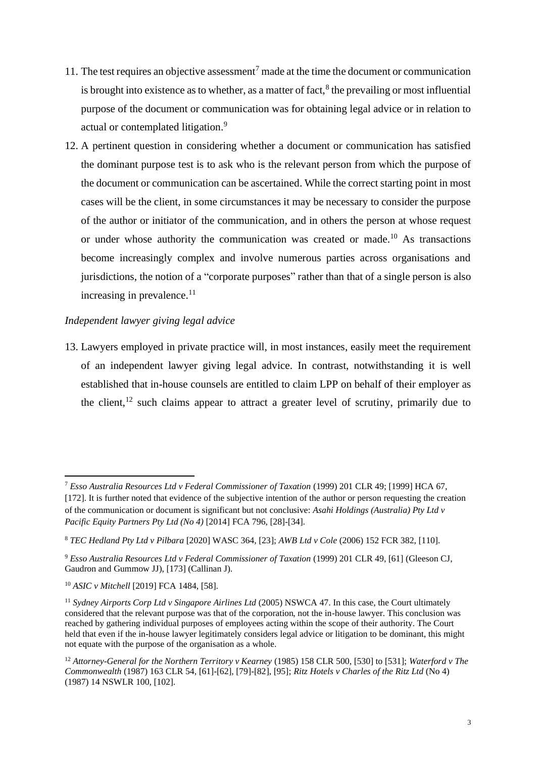11. The test requires an objective assessment[7] made at the time the document or communication is brought into existence as to whether, as a matter of fact,[8] the prevailing or most influential purpose of the document or communication was for obtaining legal advice or in relation to actual or contemplated litigation.[9]

12. A pertinent question in considering whether a document or communication has satisfied the dominant purpose test is to ask who is the relevant person from which the purpose of the document or communication can be ascertained. While the correct starting point in most cases will be the client, in some circumstances it may be necessary to consider the purpose of the author or initiator of the communication, and in others the person at whose request or under whose authority the communication was created or made.[10] As transactions become increasingly complex and involve numerous parties across organisations and jurisdictions, the notion of a "corporate purposes" rather than that of a single person is also increasing in prevalence.[11]

*Independent lawyer giving legal advice*

13. Lawyers employed in private practice will, in most instances, easily meet the requirement of an independent lawyer giving legal advice. In contrast, notwithstanding it is well established that in-house counsels are entitled to claim LPP on behalf of their employer as the client,[12] such claims appear to attract a greater level of scrutiny, primarily due to

---

[7] *Esso Australia Resources Ltd v Federal Commissioner of Taxation* (1999) 201 CLR 49; [1999] HCA 67, [172]. It is further noted that evidence of the subjective intention of the author or person requesting the creation of the communication or document is significant but not conclusive: *Asahi Holdings (Australia) Pty Ltd v Pacific Equity Partners Pty Ltd (No 4)* [2014] FCA 796, [28]-[34].

[8] *TEC Hedland Pty Ltd v Pilbara* [2020] WASC 364, [23]; *AWB Ltd v Cole* (2006) 152 FCR 382, [110].

[9] *Esso Australia Resources Ltd v Federal Commissioner of Taxation* (1999) 201 CLR 49, [61] (Gleeson CJ, Gaudron and Gummow JJ), [173] (Callinan J).

[10] *ASIC v Mitchell* [2019] FCA 1484, [58].

[11] *Sydney Airports Corp Ltd v Singapore Airlines Ltd* (2005) NSWCA 47. In this case, the Court ultimately considered that the relevant purpose was that of the corporation, not the in-house lawyer. This conclusion was reached by gathering individual purposes of employees acting within the scope of their authority. The Court held that even if the in-house lawyer legitimately considers legal advice or litigation to be dominant, this might not equate with the purpose of the organisation as a whole.

[12] *Attorney-General for the Northern Territory v Kearney* (1985) 158 CLR 500, [530] to [531]; *Waterford v The Commonwealth* (1987) 163 CLR 54, [61]-[62], [79]-[82], [95]; *Ritz Hotels v Charles of the Ritz Ltd* (No 4) (1987) 14 NSWLR 100, [102].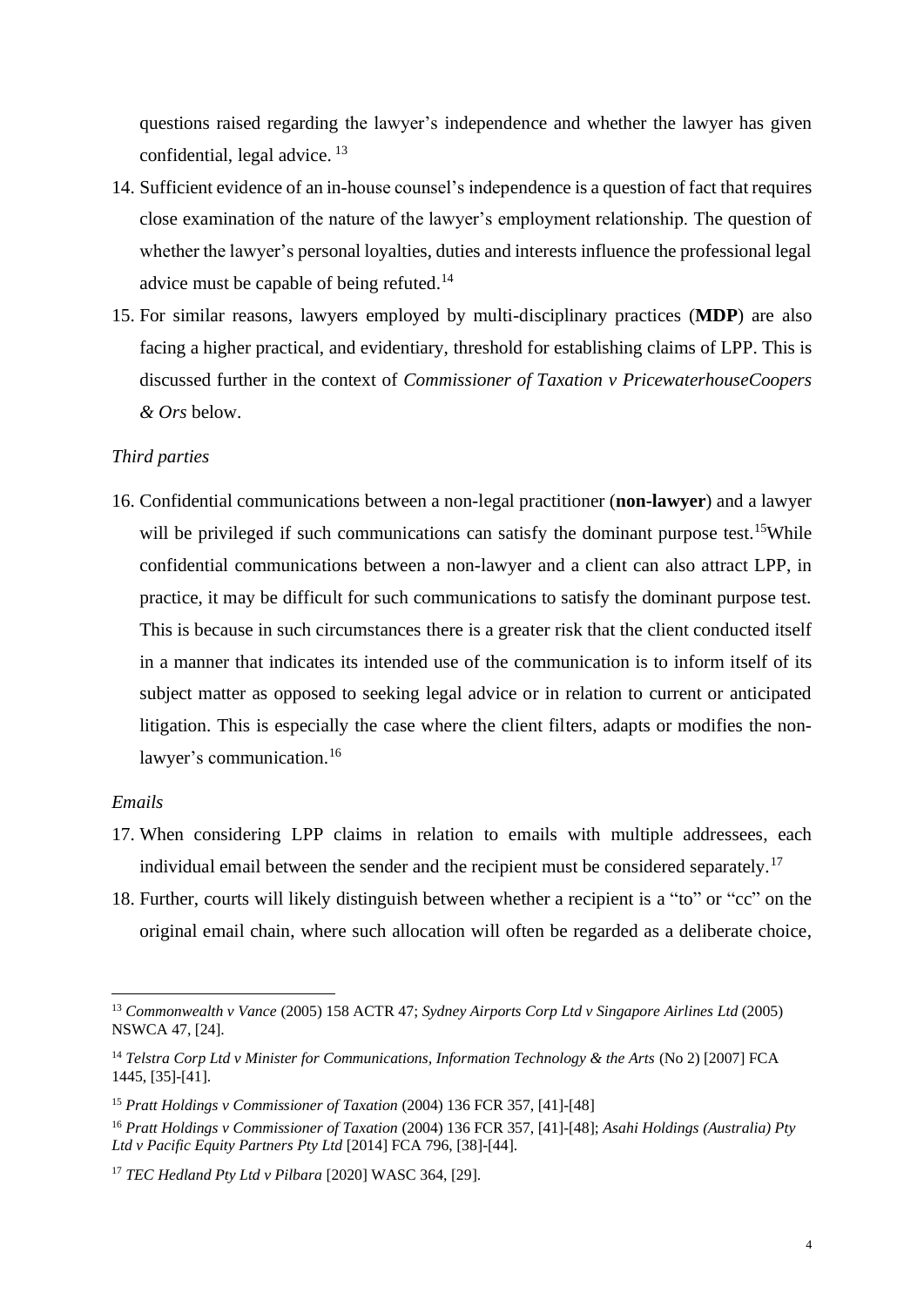questions raised regarding the lawyer's independence and whether the lawyer has given confidential, legal advice. [13]

14. Sufficient evidence of an in-house counsel's independence is a question of fact that requires close examination of the nature of the lawyer's employment relationship. The question of whether the lawyer's personal loyalties, duties and interests influence the professional legal advice must be capable of being refuted.[14]

15. For similar reasons, lawyers employed by multi-disciplinary practices (**MDP**) are also facing a higher practical, and evidentiary, threshold for establishing claims of LPP. This is discussed further in the context of *Commissioner of Taxation v PricewaterhouseCoopers & Ors* below.

*Third parties*

16. Confidential communications between a non-legal practitioner (**non-lawyer**) and a lawyer will be privileged if such communications can satisfy the dominant purpose test.[15] While confidential communications between a non-lawyer and a client can also attract LPP, in practice, it may be difficult for such communications to satisfy the dominant purpose test. This is because in such circumstances there is a greater risk that the client conducted itself in a manner that indicates its intended use of the communication is to inform itself of its subject matter as opposed to seeking legal advice or in relation to current or anticipated litigation. This is especially the case where the client filters, adapts or modifies the non-lawyer's communication.[16]

*Emails*

17. When considering LPP claims in relation to emails with multiple addressees, each individual email between the sender and the recipient must be considered separately.[17]

18. Further, courts will likely distinguish between whether a recipient is a "to" or "cc" on the original email chain, where such allocation will often be regarded as a deliberate choice,

---

[13] *Commonwealth v Vance* (2005) 158 ACTR 47; *Sydney Airports Corp Ltd v Singapore Airlines Ltd* (2005) NSWCA 47, [24].

[14] *Telstra Corp Ltd v Minister for Communications, Information Technology & the Arts* (No 2) [2007] FCA 1445, [35]-[41].

[15] *Pratt Holdings v Commissioner of Taxation* (2004) 136 FCR 357, [41]-[48]

[16] *Pratt Holdings v Commissioner of Taxation* (2004) 136 FCR 357, [41]-[48]; *Asahi Holdings (Australia) Pty Ltd v Pacific Equity Partners Pty Ltd* [2014] FCA 796, [38]-[44].

[17] *TEC Hedland Pty Ltd v Pilbara* [2020] WASC 364, [29].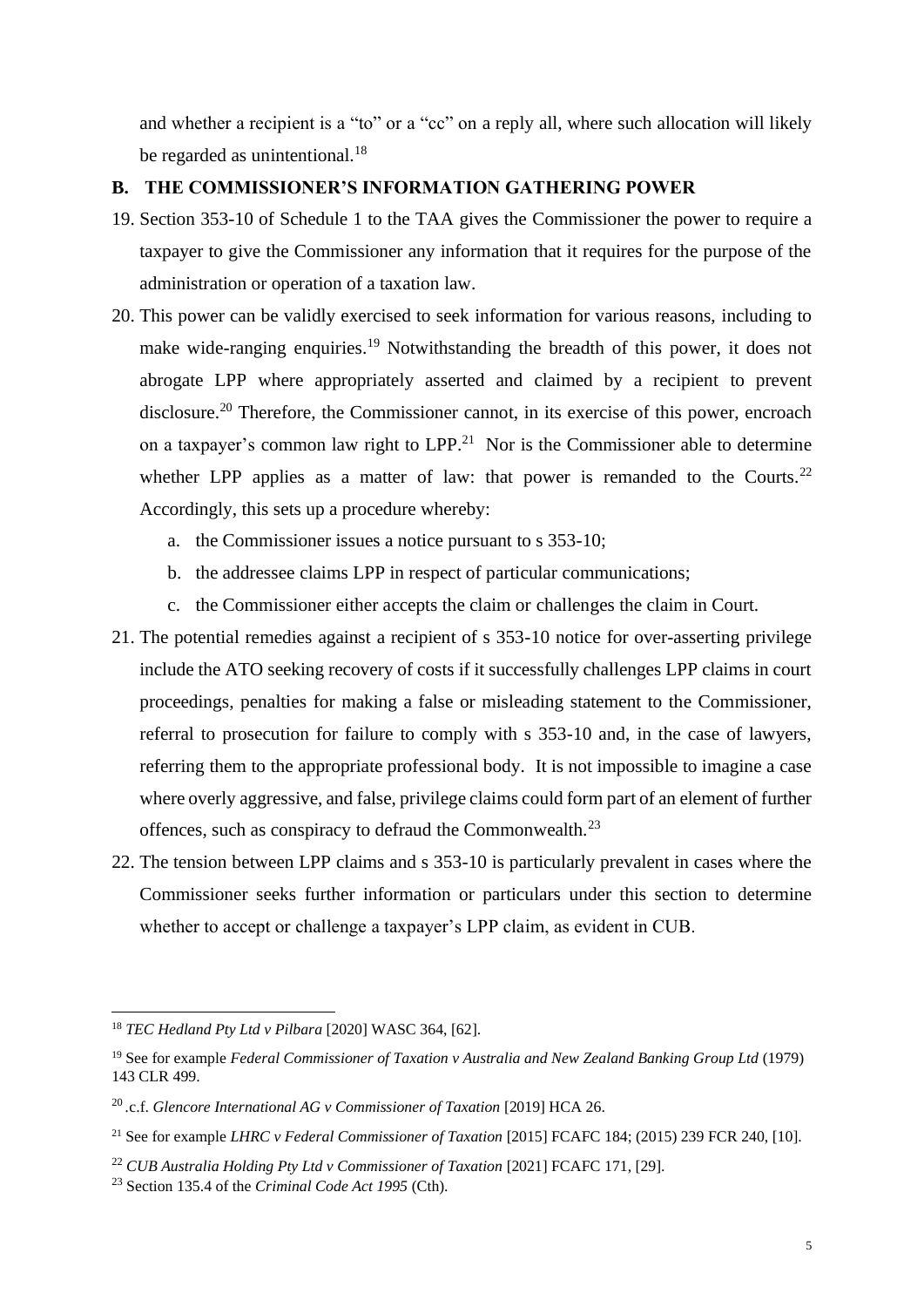and whether a recipient is a "to" or a "cc" on a reply all, where such allocation will likely be regarded as unintentional.[18]

## B. THE COMMISSIONER'S INFORMATION GATHERING POWER

19. Section 353-10 of Schedule 1 to the TAA gives the Commissioner the power to require a taxpayer to give the Commissioner any information that it requires for the purpose of the administration or operation of a taxation law.

20. This power can be validly exercised to seek information for various reasons, including to make wide-ranging enquiries.[19] Notwithstanding the breadth of this power, it does not abrogate LPP where appropriately asserted and claimed by a recipient to prevent disclosure.[20] Therefore, the Commissioner cannot, in its exercise of this power, encroach on a taxpayer's common law right to LPP.[21] Nor is the Commissioner able to determine whether LPP applies as a matter of law: that power is remanded to the Courts.[22] Accordingly, this sets up a procedure whereby:

    a. the Commissioner issues a notice pursuant to s 353-10;

    b. the addressee claims LPP in respect of particular communications;

    c. the Commissioner either accepts the claim or challenges the claim in Court.

21. The potential remedies against a recipient of s 353-10 notice for over-asserting privilege include the ATO seeking recovery of costs if it successfully challenges LPP claims in court proceedings, penalties for making a false or misleading statement to the Commissioner, referral to prosecution for failure to comply with s 353-10 and, in the case of lawyers, referring them to the appropriate professional body. It is not impossible to imagine a case where overly aggressive, and false, privilege claims could form part of an element of further offences, such as conspiracy to defraud the Commonwealth.[23]

22. The tension between LPP claims and s 353-10 is particularly prevalent in cases where the Commissioner seeks further information or particulars under this section to determine whether to accept or challenge a taxpayer's LPP claim, as evident in CUB.

---

[18] *TEC Hedland Pty Ltd v Pilbara* [2020] WASC 364, [62].

[19] See for example *Federal Commissioner of Taxation v Australia and New Zealand Banking Group Ltd* (1979) 143 CLR 499.

[20] .c.f. *Glencore International AG v Commissioner of Taxation* [2019] HCA 26.

[21] See for example *LHRC v Federal Commissioner of Taxation* [2015] FCAFC 184; (2015) 239 FCR 240, [10].

[22] *CUB Australia Holding Pty Ltd v Commissioner of Taxation* [2021] FCAFC 171, [29].

[23] Section 135.4 of the *Criminal Code Act 1995* (Cth).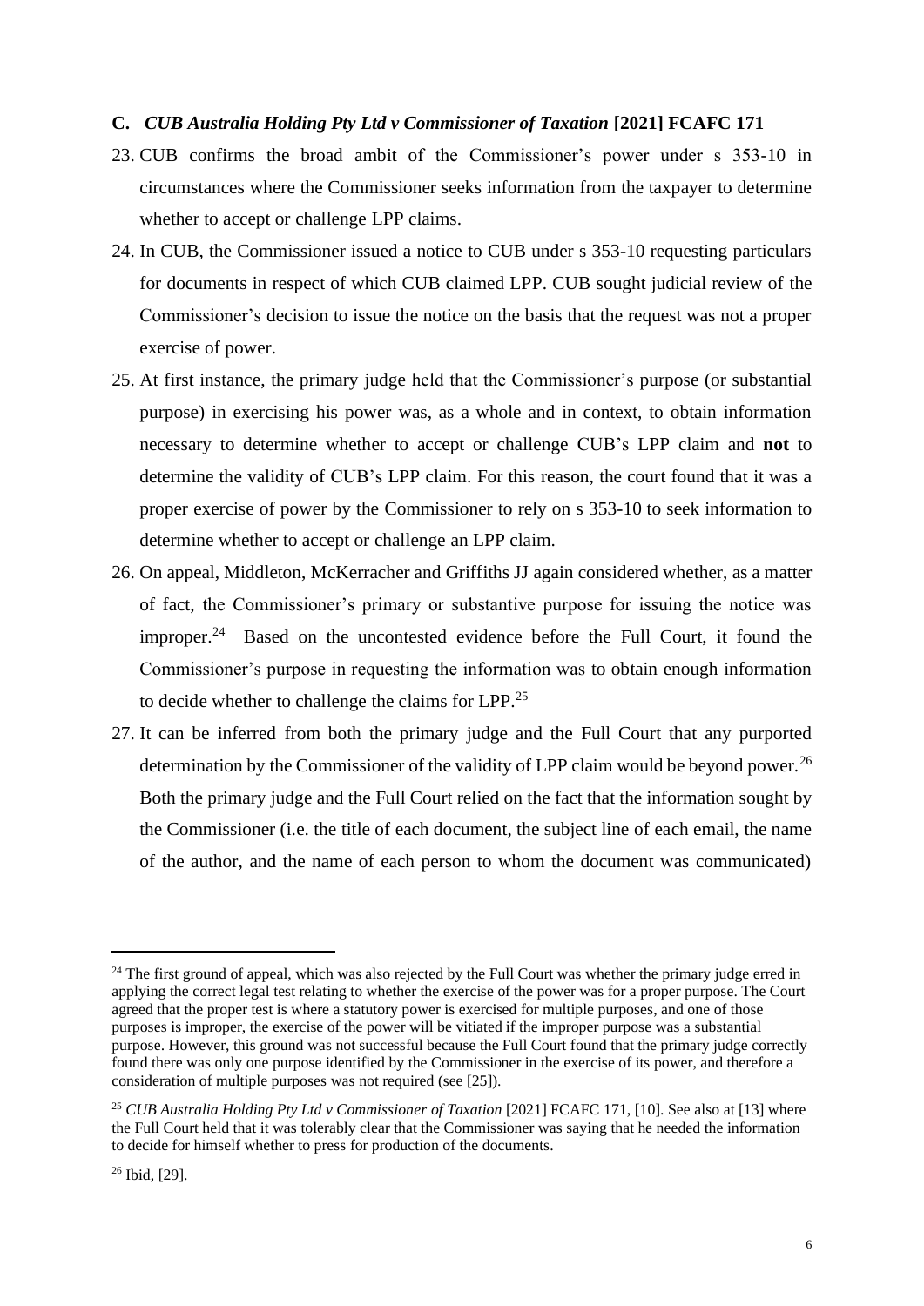### C. *CUB Australia Holding Pty Ltd v Commissioner of Taxation* [2021] FCAFC 171

23. CUB confirms the broad ambit of the Commissioner's power under s 353-10 in circumstances where the Commissioner seeks information from the taxpayer to determine whether to accept or challenge LPP claims.

24. In CUB, the Commissioner issued a notice to CUB under s 353-10 requesting particulars for documents in respect of which CUB claimed LPP. CUB sought judicial review of the Commissioner's decision to issue the notice on the basis that the request was not a proper exercise of power.

25. At first instance, the primary judge held that the Commissioner's purpose (or substantial purpose) in exercising his power was, as a whole and in context, to obtain information necessary to determine whether to accept or challenge CUB's LPP claim and **not** to determine the validity of CUB's LPP claim. For this reason, the court found that it was a proper exercise of power by the Commissioner to rely on s 353-10 to seek information to determine whether to accept or challenge an LPP claim.

26. On appeal, Middleton, McKerracher and Griffiths JJ again considered whether, as a matter of fact, the Commissioner's primary or substantive purpose for issuing the notice was improper.[24] Based on the uncontested evidence before the Full Court, it found the Commissioner's purpose in requesting the information was to obtain enough information to decide whether to challenge the claims for LPP.[25]

27. It can be inferred from both the primary judge and the Full Court that any purported determination by the Commissioner of the validity of LPP claim would be beyond power.[26] Both the primary judge and the Full Court relied on the fact that the information sought by the Commissioner (i.e. the title of each document, the subject line of each email, the name of the author, and the name of each person to whom the document was communicated)

---

[24] The first ground of appeal, which was also rejected by the Full Court was whether the primary judge erred in applying the correct legal test relating to whether the exercise of the power was for a proper purpose. The Court agreed that the proper test is where a statutory power is exercised for multiple purposes, and one of those purposes is improper, the exercise of the power will be vitiated if the improper purpose was a substantial purpose. However, this ground was not successful because the Full Court found that the primary judge correctly found there was only one purpose identified by the Commissioner in the exercise of its power, and therefore a consideration of multiple purposes was not required (see [25]).

[25] *CUB Australia Holding Pty Ltd v Commissioner of Taxation* [2021] FCAFC 171, [10]. See also at [13] where the Full Court held that it was tolerably clear that the Commissioner was saying that he needed the information to decide for himself whether to press for production of the documents.

[26] Ibid, [29].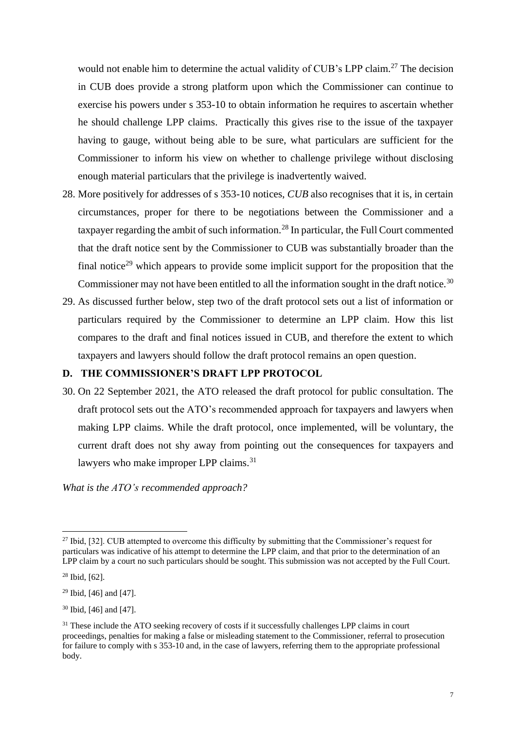would not enable him to determine the actual validity of CUB's LPP claim.[27] The decision in CUB does provide a strong platform upon which the Commissioner can continue to exercise his powers under s 353-10 to obtain information he requires to ascertain whether he should challenge LPP claims. Practically this gives rise to the issue of the taxpayer having to gauge, without being able to be sure, what particulars are sufficient for the Commissioner to inform his view on whether to challenge privilege without disclosing enough material particulars that the privilege is inadvertently waived.

28. More positively for addresses of s 353-10 notices, *CUB* also recognises that it is, in certain circumstances, proper for there to be negotiations between the Commissioner and a taxpayer regarding the ambit of such information.[28] In particular, the Full Court commented that the draft notice sent by the Commissioner to CUB was substantially broader than the final notice[29] which appears to provide some implicit support for the proposition that the Commissioner may not have been entitled to all the information sought in the draft notice.[30]

29. As discussed further below, step two of the draft protocol sets out a list of information or particulars required by the Commissioner to determine an LPP claim. How this list compares to the draft and final notices issued in CUB, and therefore the extent to which taxpayers and lawyers should follow the draft protocol remains an open question.

## D. THE COMMISSIONER'S DRAFT LPP PROTOCOL

30. On 22 September 2021, the ATO released the draft protocol for public consultation. The draft protocol sets out the ATO's recommended approach for taxpayers and lawyers when making LPP claims. While the draft protocol, once implemented, will be voluntary, the current draft does not shy away from pointing out the consequences for taxpayers and lawyers who make improper LPP claims.[31]

*What is the ATO's recommended approach?*

---

[27] Ibid, [32]. CUB attempted to overcome this difficulty by submitting that the Commissioner's request for particulars was indicative of his attempt to determine the LPP claim, and that prior to the determination of an LPP claim by a court no such particulars should be sought. This submission was not accepted by the Full Court.

[28] Ibid, [62].

[29] Ibid, [46] and [47].

[30] Ibid, [46] and [47].

[31] These include the ATO seeking recovery of costs if it successfully challenges LPP claims in court proceedings, penalties for making a false or misleading statement to the Commissioner, referral to prosecution for failure to comply with s 353-10 and, in the case of lawyers, referring them to the appropriate professional body.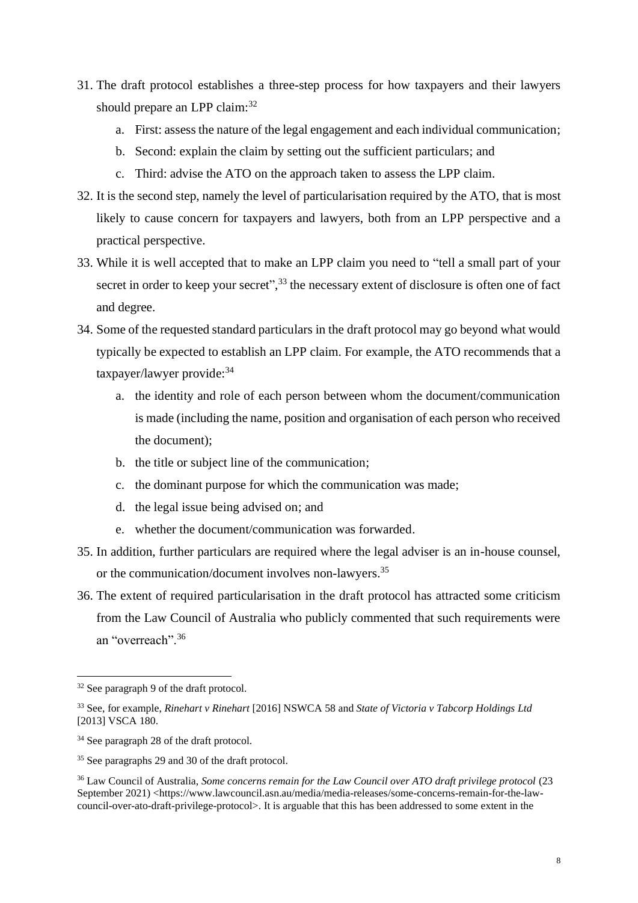31. The draft protocol establishes a three-step process for how taxpayers and their lawyers should prepare an LPP claim:[32]
    a. First: assess the nature of the legal engagement and each individual communication;
    b. Second: explain the claim by setting out the sufficient particulars; and
    c. Third: advise the ATO on the approach taken to assess the LPP claim.
32. It is the second step, namely the level of particularisation required by the ATO, that is most likely to cause concern for taxpayers and lawyers, both from an LPP perspective and a practical perspective.
33. While it is well accepted that to make an LPP claim you need to "tell a small part of your secret in order to keep your secret",[33] the necessary extent of disclosure is often one of fact and degree.
34. Some of the requested standard particulars in the draft protocol may go beyond what would typically be expected to establish an LPP claim. For example, the ATO recommends that a taxpayer/lawyer provide:[34]
    a. the identity and role of each person between whom the document/communication is made (including the name, position and organisation of each person who received the document);
    b. the title or subject line of the communication;
    c. the dominant purpose for which the communication was made;
    d. the legal issue being advised on; and
    e. whether the document/communication was forwarded.
35. In addition, further particulars are required where the legal adviser is an in-house counsel, or the communication/document involves non-lawyers.[35]
36. The extent of required particularisation in the draft protocol has attracted some criticism from the Law Council of Australia who publicly commented that such requirements were an "overreach".[36]

---

[32] See paragraph 9 of the draft protocol.

[33] See, for example, *Rinehart v Rinehart* [2016] NSWCA 58 and *State of Victoria v Tabcorp Holdings Ltd* [2013] VSCA 180.

[34] See paragraph 28 of the draft protocol.

[35] See paragraphs 29 and 30 of the draft protocol.

[36] Law Council of Australia, *Some concerns remain for the Law Council over ATO draft privilege protocol* (23 September 2021) <https://www.lawcouncil.asn.au/media/media-releases/some-concerns-remain-for-the-law-council-over-ato-draft-privilege-protocol>. It is arguable that this has been addressed to some extent in the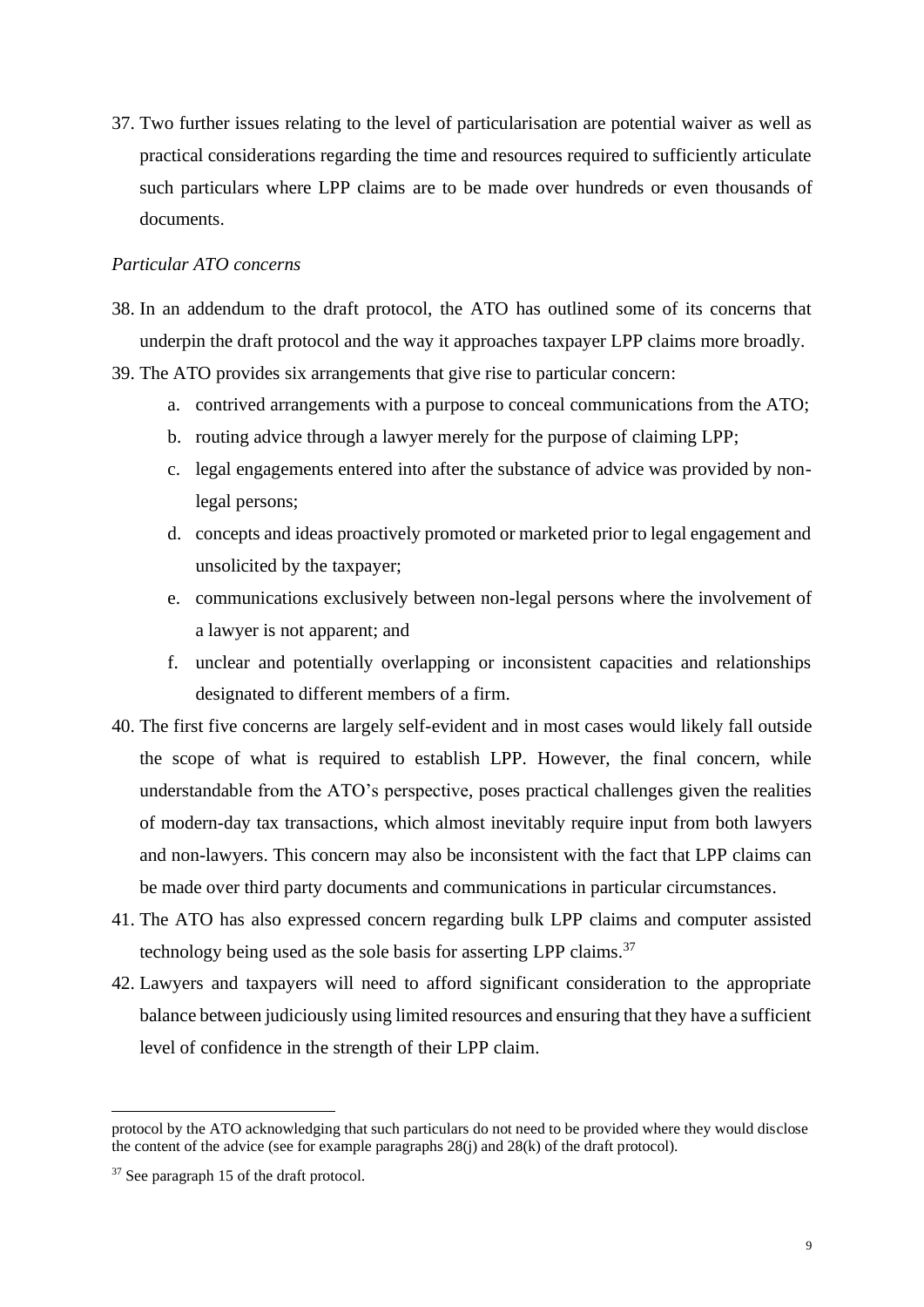37. Two further issues relating to the level of particularisation are potential waiver as well as practical considerations regarding the time and resources required to sufficiently articulate such particulars where LPP claims are to be made over hundreds or even thousands of documents.

*Particular ATO concerns*

38. In an addendum to the draft protocol, the ATO has outlined some of its concerns that underpin the draft protocol and the way it approaches taxpayer LPP claims more broadly.
39. The ATO provides six arrangements that give rise to particular concern:
    a. contrived arrangements with a purpose to conceal communications from the ATO;
    b. routing advice through a lawyer merely for the purpose of claiming LPP;
    c. legal engagements entered into after the substance of advice was provided by non-legal persons;
    d. concepts and ideas proactively promoted or marketed prior to legal engagement and unsolicited by the taxpayer;
    e. communications exclusively between non-legal persons where the involvement of a lawyer is not apparent; and
    f. unclear and potentially overlapping or inconsistent capacities and relationships designated to different members of a firm.
40. The first five concerns are largely self-evident and in most cases would likely fall outside the scope of what is required to establish LPP. However, the final concern, while understandable from the ATO's perspective, poses practical challenges given the realities of modern-day tax transactions, which almost inevitably require input from both lawyers and non-lawyers. This concern may also be inconsistent with the fact that LPP claims can be made over third party documents and communications in particular circumstances.
41. The ATO has also expressed concern regarding bulk LPP claims and computer assisted technology being used as the sole basis for asserting LPP claims.[37]
42. Lawyers and taxpayers will need to afford significant consideration to the appropriate balance between judiciously using limited resources and ensuring that they have a sufficient level of confidence in the strength of their LPP claim.

---

protocol by the ATO acknowledging that such particulars do not need to be provided where they would disclose the content of the advice (see for example paragraphs 28(j) and 28(k) of the draft protocol).

[37] See paragraph 15 of the draft protocol.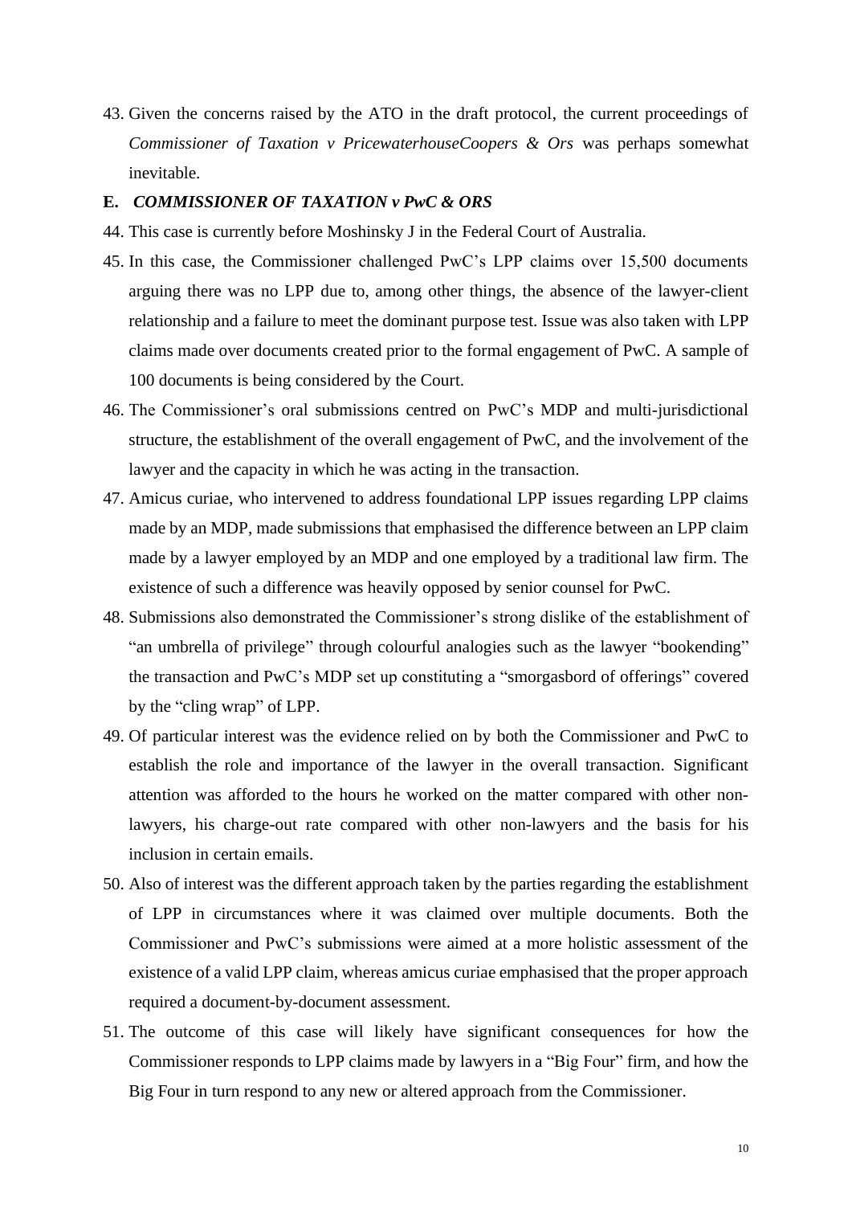43. Given the concerns raised by the ATO in the draft protocol, the current proceedings of *Commissioner of Taxation v PricewaterhouseCoopers & Ors* was perhaps somewhat inevitable.

## E. *COMMISSIONER OF TAXATION v PwC & ORS*

44. This case is currently before Moshinsky J in the Federal Court of Australia.
45. In this case, the Commissioner challenged PwC's LPP claims over 15,500 documents arguing there was no LPP due to, among other things, the absence of the lawyer-client relationship and a failure to meet the dominant purpose test. Issue was also taken with LPP claims made over documents created prior to the formal engagement of PwC. A sample of 100 documents is being considered by the Court.
46. The Commissioner's oral submissions centred on PwC's MDP and multi-jurisdictional structure, the establishment of the overall engagement of PwC, and the involvement of the lawyer and the capacity in which he was acting in the transaction.
47. Amicus curiae, who intervened to address foundational LPP issues regarding LPP claims made by an MDP, made submissions that emphasised the difference between an LPP claim made by a lawyer employed by an MDP and one employed by a traditional law firm. The existence of such a difference was heavily opposed by senior counsel for PwC.
48. Submissions also demonstrated the Commissioner's strong dislike of the establishment of "an umbrella of privilege" through colourful analogies such as the lawyer "bookending" the transaction and PwC's MDP set up constituting a "smorgasbord of offerings" covered by the "cling wrap" of LPP.
49. Of particular interest was the evidence relied on by both the Commissioner and PwC to establish the role and importance of the lawyer in the overall transaction. Significant attention was afforded to the hours he worked on the matter compared with other non-lawyers, his charge-out rate compared with other non-lawyers and the basis for his inclusion in certain emails.
50. Also of interest was the different approach taken by the parties regarding the establishment of LPP in circumstances where it was claimed over multiple documents. Both the Commissioner and PwC's submissions were aimed at a more holistic assessment of the existence of a valid LPP claim, whereas amicus curiae emphasised that the proper approach required a document-by-document assessment.
51. The outcome of this case will likely have significant consequences for how the Commissioner responds to LPP claims made by lawyers in a "Big Four" firm, and how the Big Four in turn respond to any new or altered approach from the Commissioner.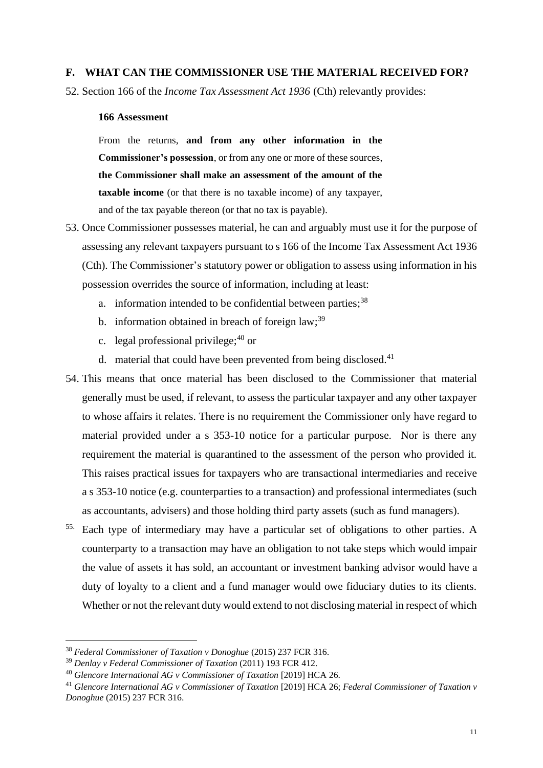## F. WHAT CAN THE COMMISSIONER USE THE MATERIAL RECEIVED FOR?

52. Section 166 of the *Income Tax Assessment Act 1936* (Cth) relevantly provides:

> **166 Assessment**
>
> From the returns, **and from any other information in the Commissioner's possession**, or from any one or more of these sources, **the Commissioner shall make an assessment of the amount of the taxable income** (or that there is no taxable income) of any taxpayer, and of the tax payable thereon (or that no tax is payable).

53. Once Commissioner possesses material, he can and arguably must use it for the purpose of assessing any relevant taxpayers pursuant to s 166 of the Income Tax Assessment Act 1936 (Cth). The Commissioner's statutory power or obligation to assess using information in his possession overrides the source of information, including at least:
    a. information intended to be confidential between parties;[38]
    b. information obtained in breach of foreign law;[39]
    c. legal professional privilege;[40] or
    d. material that could have been prevented from being disclosed.[41]

54. This means that once material has been disclosed to the Commissioner that material generally must be used, if relevant, to assess the particular taxpayer and any other taxpayer to whose affairs it relates. There is no requirement the Commissioner only have regard to material provided under a s 353-10 notice for a particular purpose. Nor is there any requirement the material is quarantined to the assessment of the person who provided it. This raises practical issues for taxpayers who are transactional intermediaries and receive a s 353-10 notice (e.g. counterparties to a transaction) and professional intermediates (such as accountants, advisers) and those holding third party assets (such as fund managers).

55. Each type of intermediary may have a particular set of obligations to other parties. A counterparty to a transaction may have an obligation to not take steps which would impair the value of assets it has sold, an accountant or investment banking advisor would have a duty of loyalty to a client and a fund manager would owe fiduciary duties to its clients. Whether or not the relevant duty would extend to not disclosing material in respect of which

---

[38] *Federal Commissioner of Taxation v Donoghue* (2015) 237 FCR 316.

[39] *Denlay v Federal Commissioner of Taxation* (2011) 193 FCR 412.

[40] *Glencore International AG v Commissioner of Taxation* [2019] HCA 26.

[41] *Glencore International AG v Commissioner of Taxation* [2019] HCA 26; *Federal Commissioner of Taxation v Donoghue* (2015) 237 FCR 316.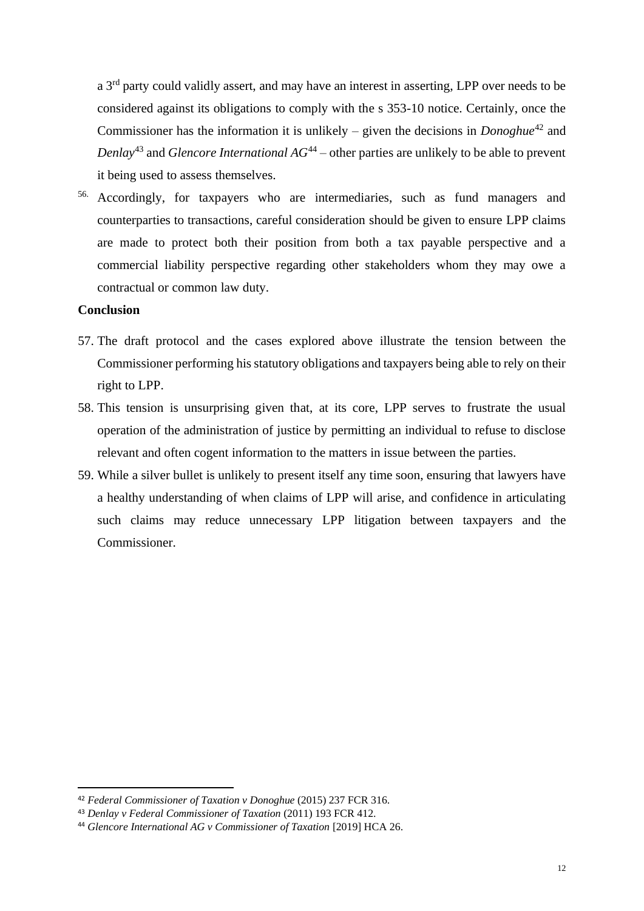a 3rd party could validly assert, and may have an interest in asserting, LPP over needs to be considered against its obligations to comply with the s 353-10 notice. Certainly, once the Commissioner has the information it is unlikely – given the decisions in *Donoghue*[42] and *Denlay*[43] and *Glencore International AG*[44] – other parties are unlikely to be able to prevent it being used to assess themselves.

56. Accordingly, for taxpayers who are intermediaries, such as fund managers and counterparties to transactions, careful consideration should be given to ensure LPP claims are made to protect both their position from both a tax payable perspective and a commercial liability perspective regarding other stakeholders whom they may owe a contractual or common law duty.

**Conclusion**

57. The draft protocol and the cases explored above illustrate the tension between the Commissioner performing his statutory obligations and taxpayers being able to rely on their right to LPP.
58. This tension is unsurprising given that, at its core, LPP serves to frustrate the usual operation of the administration of justice by permitting an individual to refuse to disclose relevant and often cogent information to the matters in issue between the parties.
59. While a silver bullet is unlikely to present itself any time soon, ensuring that lawyers have a healthy understanding of when claims of LPP will arise, and confidence in articulating such claims may reduce unnecessary LPP litigation between taxpayers and the Commissioner.

---

[42] *Federal Commissioner of Taxation v Donoghue* (2015) 237 FCR 316.

[43] *Denlay v Federal Commissioner of Taxation* (2011) 193 FCR 412.

[44] *Glencore International AG v Commissioner of Taxation* [2019] HCA 26.